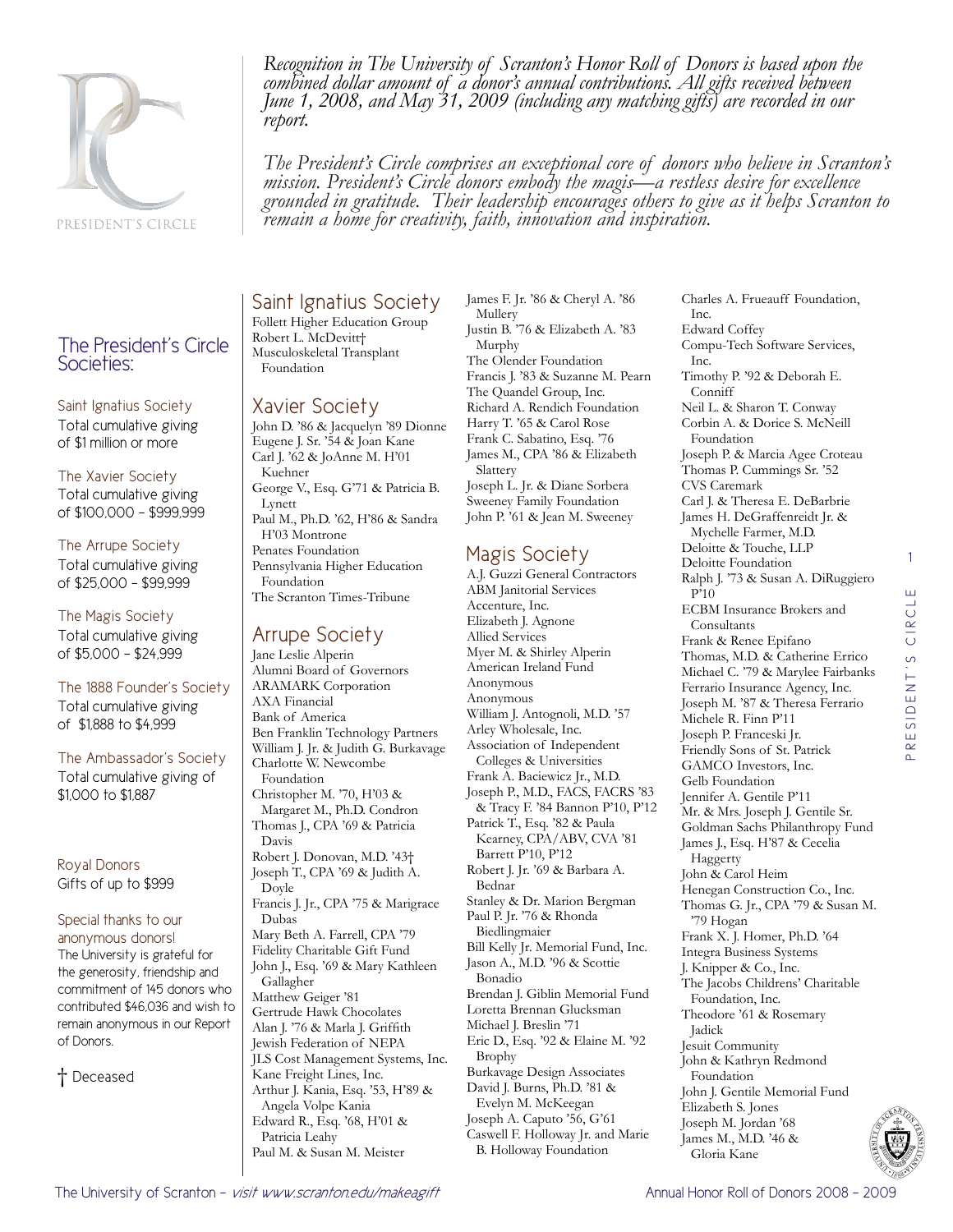*Recognition in The University of Scranton's Honor Roll of Donors is based upon the combined dollar amount of a donor's annual contributions. All gifts received between June 1, 2008, and May 31, 2009 (including any matching gifts) are recorded in our report.*

*The President's Circle comprises an exceptional core of donors who believe in Scranton's mission. President's Circle donors embody the magis—a restless desire for excellence grounded in gratitude. Their leadership encourages others to give as it helps Scranton to remain a home for creativity, faith, innovation and inspiration.*

## The President's Circle Societies:

**Saint Ignatius Society**
Total cumulative giving of $1 million or more

**The Xavier Society**
Total cumulative giving of $100,000 – $999,999

**The Arrupe Society**
Total cumulative giving of $25,000 – $99,999

**The Magis Society**
Total cumulative giving of $5,000 – $24,999

**The 1888 Founder's Society**
Total cumulative giving of $1,888 to $4,999

**The Ambassador's Society**
Total cumulative giving of $1,000 to $1,887

**Royal Donors**
Gifts of up to $999

**Special thanks to our anonymous donors!**
The University is grateful for the generosity, friendship and commitment of 145 donors who contributed $46,036 and wish to remain anonymous in our Report of Donors.

† Deceased

## Saint Ignatius Society

Follett Higher Education Group
Robert L. McDevitt†
Musculoskeletal Transplant Foundation

## Xavier Society

John D. '86 & Jacquelyn '89 Dionne
Eugene J. Sr. '54 & Joan Kane
Carl J. '62 & JoAnne M. H'01 Kuehner
George V., Esq. G'71 & Patricia B. Lynett
Paul M., Ph.D. '62, H'86 & Sandra H'03 Montrone
Penates Foundation
Pennsylvania Higher Education Foundation
The Scranton Times-Tribune

## Arrupe Society

Jane Leslie Alperin
Alumni Board of Governors
ARAMARK Corporation
AXA Financial
Bank of America
Ben Franklin Technology Partners
William J. Jr. & Judith G. Burkavage
Charlotte W. Newcombe Foundation
Christopher M. '70, H'03 & Margaret M., Ph.D. Condron
Thomas J., CPA '69 & Patricia Davis
Robert J. Donovan, M.D. '43†
Joseph T., CPA '69 & Judith A. Doyle
Francis J. Jr., CPA '75 & Marigrace Dubas
Mary Beth A. Farrell, CPA '79
Fidelity Charitable Gift Fund
John J., Esq. '69 & Mary Kathleen Gallagher
Matthew Geiger '81
Gertrude Hawk Chocolates
Alan J. '76 & Marla J. Griffith
Jewish Federation of NEPA
JLS Cost Management Systems, Inc.
Kane Freight Lines, Inc.
Arthur J. Kania, Esq. '53, H'89 & Angela Volpe Kania
Edward R., Esq. '68, H'01 & Patricia Leahy
Paul M. & Susan M. Meister
James F. Jr. '86 & Cheryl A. '86 Mullery
Justin B. '76 & Elizabeth A. '83 Murphy
The Olender Foundation
Francis J. '83 & Suzanne M. Pearn
The Quandel Group, Inc.
Richard A. Rendich Foundation
Harry T. '65 & Carol Rose
Frank C. Sabatino, Esq. '76
James M., CPA '86 & Elizabeth Slattery
Joseph L. Jr. & Diane Sorbera
Sweeney Family Foundation
John P. '61 & Jean M. Sweeney

## Magis Society

A.J. Guzzi General Contractors
ABM Janitorial Services
Accenture, Inc.
Elizabeth J. Agnone
Allied Services
Myer M. & Shirley Alperin
American Ireland Fund
Anonymous
Anonymous
William J. Antognoli, M.D. '57
Arley Wholesale, Inc.
Association of Independent Colleges & Universities
Frank A. Baciewicz Jr., M.D.
Joseph P., M.D., FACS, FACRS '83 & Tracy F. '84 Bannon P'10, P'12
Patrick T., Esq. '82 & Paula Kearney, CPA/ABV, CVA '81 Barrett P'10, P'12
Robert J. Jr. '69 & Barbara A. Bednar
Stanley & Dr. Marion Bergman
Paul P. Jr. '76 & Rhonda Biedlingmaier
Bill Kelly Jr. Memorial Fund, Inc.
Jason A., M.D. '96 & Scottie Bonadio
Brendan J. Giblin Memorial Fund
Loretta Brennan Glucksman
Michael J. Breslin '71
Eric D., Esq. '92 & Elaine M. '92 Brophy
Burkavage Design Associates
David J. Burns, Ph.D. '81 & Evelyn M. McKeegan
Joseph A. Caputo '56, G'61
Caswell F. Holloway Jr. and Marie B. Holloway Foundation
Charles A. Frueauff Foundation, Inc.
Edward Coffey
Compu-Tech Software Services, Inc.
Timothy P. '92 & Deborah E. Conniff
Neil L. & Sharon T. Conway
Corbin A. & Dorice S. McNeill Foundation
Joseph P. & Marcia Agee Croteau
Thomas P. Cummings Sr. '52
CVS Caremark
Carl J. & Theresa E. DeBarbrie
James H. DeGraffenreidt Jr. & Mychelle Farmer, M.D.
Deloitte & Touche, LLP
Deloitte Foundation
Ralph J. '73 & Susan A. DiRuggiero P'10
ECBM Insurance Brokers and Consultants
Frank & Renee Epifano
Thomas, M.D. & Catherine Errico
Michael C. '79 & Marylee Fairbanks
Ferrario Insurance Agency, Inc.
Joseph M. '87 & Theresa Ferrario
Michele R. Finn P'11
Joseph P. Franceski Jr.
Friendly Sons of St. Patrick
GAMCO Investors, Inc.
Gelb Foundation
Jennifer A. Gentile P'11
Mr. & Mrs. Joseph J. Gentile Sr.
Goldman Sachs Philanthropy Fund
James J., Esq. H'87 & Cecelia Haggerty
John & Carol Heim
Henegan Construction Co., Inc.
Thomas G. Jr., CPA '79 & Susan M. '79 Hogan
Frank X. J. Homer, Ph.D. '64
Integra Business Systems
J. Knipper & Co., Inc.
The Jacobs Childrens' Charitable Foundation, Inc.
Theodore '61 & Rosemary Jadick
Jesuit Community
John & Kathryn Redmond Foundation
John J. Gentile Memorial Fund
Elizabeth S. Jones
Joseph M. Jordan '68
James M., M.D. '46 & Gloria Kane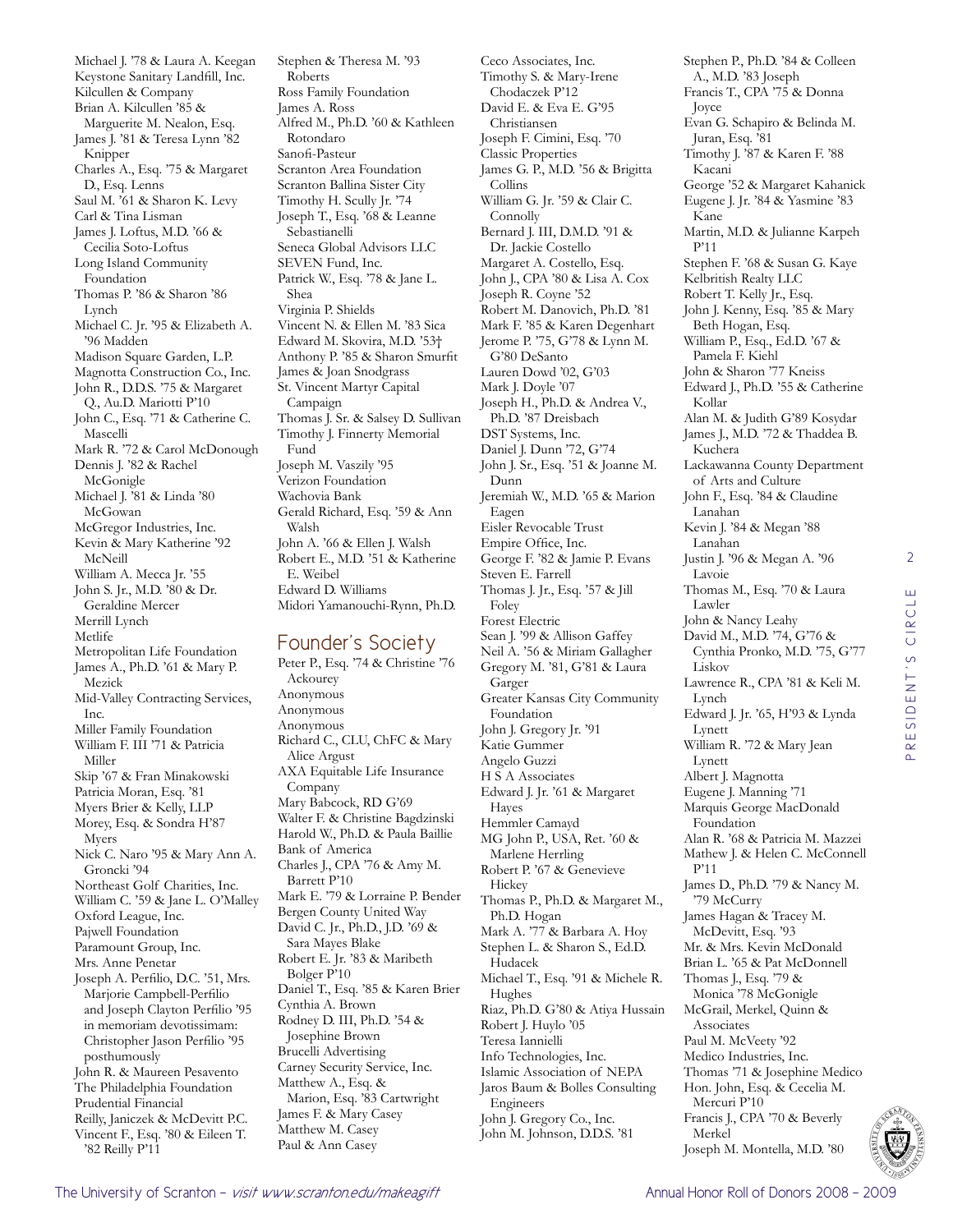Michael J. '78 & Laura A. Keegan
Keystone Sanitary Landfill, Inc.
Kilcullen & Company
Brian A. Kilcullen '85 & Marguerite M. Nealon, Esq.
James J. '81 & Teresa Lynn '82 Knipper
Charles A., Esq. '75 & Margaret D., Esq. Lenns
Saul M. '61 & Sharon K. Levy
Carl & Tina Lisman
James J. Loftus, M.D. '66 & Cecilia Soto-Loftus
Long Island Community Foundation
Thomas P. '86 & Sharon '86 Lynch
Michael C. Jr. '95 & Elizabeth A. '96 Madden
Madison Square Garden, L.P.
Magnotta Construction Co., Inc.
John R., D.D.S. '75 & Margaret Q., Au.D. Mariotti P'10
John C., Esq. '71 & Catherine C. Mascelli
Mark R. '72 & Carol McDonough
Dennis J. '82 & Rachel McGonigle
Michael J. '81 & Linda '80 McGowan
McGregor Industries, Inc.
Kevin & Mary Katherine '92 McNeill
William A. Mecca Jr. '55
John S. Jr., M.D. '80 & Dr. Geraldine Mercer
Merrill Lynch
Metlife
Metropolitan Life Foundation
James A., Ph.D. '61 & Mary P. Mezick
Mid-Valley Contracting Services, Inc.
Miller Family Foundation
William F. III '71 & Patricia Miller
Skip '67 & Fran Minakowski
Patricia Moran, Esq. '81
Myers Brier & Kelly, LLP
Morey, Esq. & Sondra H'87 Myers
Nick C. Naro '95 & Mary Ann A. Groncki '94
Northeast Golf Charities, Inc.
William C. '59 & Jane L. O'Malley
Oxford League, Inc.
Pajwell Foundation
Paramount Group, Inc.
Mrs. Anne Penetar
Joseph A. Perfilio, D.C. '51, Mrs. Marjorie Campbell-Perfilio and Joseph Clayton Perfilio '95 in memoriam devotissimam: Christopher Jason Perfilio '95 posthumously
John R. & Maureen Pesavento
The Philadelphia Foundation
Prudential Financial
Reilly, Janiczek & McDevitt P.C.
Vincent F., Esq. '80 & Eileen T. '82 Reilly P'11
Stephen & Theresa M. '93 Roberts
Ross Family Foundation
James A. Ross
Alfred M., Ph.D. '60 & Kathleen Rotondaro
Sanofi-Pasteur
Scranton Area Foundation
Scranton Ballina Sister City
Timothy H. Scully Jr. '74
Joseph T., Esq. '68 & Leanne Sebastianelli
Seneca Global Advisors LLC
SEVEN Fund, Inc.
Patrick W., Esq. '78 & Jane L. Shea
Virginia P. Shields
Vincent N. & Ellen M. '83 Sica
Edward M. Skovira, M.D. '53†
Anthony P. '85 & Sharon Smurfit
James & Joan Snodgrass
St. Vincent Martyr Capital Campaign
Thomas J. Sr. & Salsey D. Sullivan
Timothy J. Finnerty Memorial Fund
Joseph M. Vaszily '95
Verizon Foundation
Wachovia Bank
Gerald Richard, Esq. '59 & Ann Walsh
John A. '66 & Ellen J. Walsh
Robert E., M.D. '51 & Katherine E. Weibel
Edward D. Williams
Midori Yamanouchi-Rynn, Ph.D.

## Founder's Society

Peter P., Esq. '74 & Christine '76 Ackourey
Anonymous
Anonymous
Anonymous
Richard C., CLU, ChFC & Mary Alice Argust
AXA Equitable Life Insurance Company
Mary Babcock, RD G'69
Walter F. & Christine Bagdzinski
Harold W., Ph.D. & Paula Baillie
Bank of America
Charles J., CPA '76 & Amy M. Barrett P'10
Mark E. '79 & Lorraine P. Bender
Bergen County United Way
David C. Jr., Ph.D., J.D. '69 & Sara Mayes Blake
Robert E. Jr. '83 & Maribeth Bolger P'10
Daniel T., Esq. '85 & Karen Brier
Cynthia A. Brown
Rodney D. III, Ph.D. '54 & Josephine Brown
Brucelli Advertising
Carney Security Service, Inc.
Matthew A., Esq. & Marion, Esq. '83 Cartwright
James F. & Mary Casey
Matthew M. Casey
Paul & Ann Casey
Ceco Associates, Inc.
Timothy S. & Mary-Irene Chodaczek P'12
David E. & Eva E. G'95 Christiansen
Joseph F. Cimini, Esq. '70
Classic Properties
James G. P., M.D. '56 & Brigitta Collins
William G. Jr. '59 & Clair C. Connolly
Bernard J. III, D.M.D. '91 & Dr. Jackie Costello
Margaret A. Costello, Esq.
John J., CPA '80 & Lisa A. Cox
Joseph R. Coyne '52
Robert M. Danovich, Ph.D. '81
Mark F. '85 & Karen Degenhart
Jerome P. '75, G'78 & Lynn M. G'80 DeSanto
Lauren Dowd '02, G'03
Mark J. Doyle '07
Joseph H., Ph.D. & Andrea V., Ph.D. '87 Dreisbach
DST Systems, Inc.
Daniel J. Dunn '72, G'74
John J. Sr., Esq. '51 & Joanne M. Dunn
Jeremiah W., M.D. '65 & Marion Eagen
Eisler Revocable Trust
Empire Office, Inc.
George F. '82 & Jamie P. Evans
Steven E. Farrell
Thomas J. Jr., Esq. '57 & Jill Foley
Forest Electric
Sean J. '99 & Allison Gaffey
Neil A. '56 & Miriam Gallagher
Gregory M. '81, G'81 & Laura Garger
Greater Kansas City Community Foundation
John J. Gregory Jr. '91
Katie Gummer
Angelo Guzzi
H S A Associates
Edward J. Jr. '61 & Margaret Hayes
Hemmler Camayd
MG John P., USA, Ret. '60 & Marlene Herrling
Robert P. '67 & Genevieve Hickey
Thomas P., Ph.D. & Margaret M., Ph.D. Hogan
Mark A. '77 & Barbara A. Hoy
Stephen L. & Sharon S., Ed.D. Hudacek
Michael T., Esq. '91 & Michele R. Hughes
Riaz, Ph.D. G'80 & Atiya Hussain
Robert J. Huylo '05
Teresa Iannielli
Info Technologies, Inc.
Islamic Association of NEPA
Jaros Baum & Bolles Consulting Engineers
John J. Gregory Co., Inc.
John M. Johnson, D.D.S. '81
Stephen P., Ph.D. '84 & Colleen A., M.D. '83 Joseph
Francis T., CPA '75 & Donna Joyce
Evan G. Schapiro & Belinda M. Juran, Esq. '81
Timothy J. '87 & Karen F. '88 Kacani
George '52 & Margaret Kahanick
Eugene J. Jr. '84 & Yasmine '83 Kane
Martin, M.D. & Julianne Karpeh P'11
Stephen F. '68 & Susan G. Kaye
Kelbritish Realty LLC
Robert T. Kelly Jr., Esq.
John J. Kenny, Esq. '85 & Mary Beth Hogan, Esq.
William P., Esq., Ed.D. '67 & Pamela F. Kiehl
John & Sharon '77 Kneiss
Edward J., Ph.D. '55 & Catherine Kollar
Alan M. & Judith G'89 Kosydar
James J., M.D. '72 & Thaddea B. Kuchera
Lackawanna County Department of Arts and Culture
John F., Esq. '84 & Claudine Lanahan
Kevin J. '84 & Megan '88 Lanahan
Justin J. '96 & Megan A. '96 Lavoie
Thomas M., Esq. '70 & Laura Lawler
John & Nancy Leahy
David M., M.D. '74, G'76 & Cynthia Pronko, M.D. '75, G'77 Liskov
Lawrence R., CPA '81 & Keli M. Lynch
Edward J. Jr. '65, H'93 & Lynda Lynett
William R. '72 & Mary Jean Lynett
Albert J. Magnotta
Eugene J. Manning '71
Marquis George MacDonald Foundation
Alan R. '68 & Patricia M. Mazzei
Mathew J. & Helen C. McConnell P'11
James D., Ph.D. '79 & Nancy M. '79 McCurry
James Hagan & Tracey M. McDevitt, Esq. '93
Mr. & Mrs. Kevin McDonald
Brian L. '65 & Pat McDonnell
Thomas J., Esq. '79 & Monica '78 McGonigle
McGrail, Merkel, Quinn & Associates
Paul M. McVeety '92
Medico Industries, Inc.
Thomas '71 & Josephine Medico
Hon. John, Esq. & Cecelia M. Mercuri P'10
Francis J., CPA '70 & Beverly Merkel
Joseph M. Montella, M.D. '80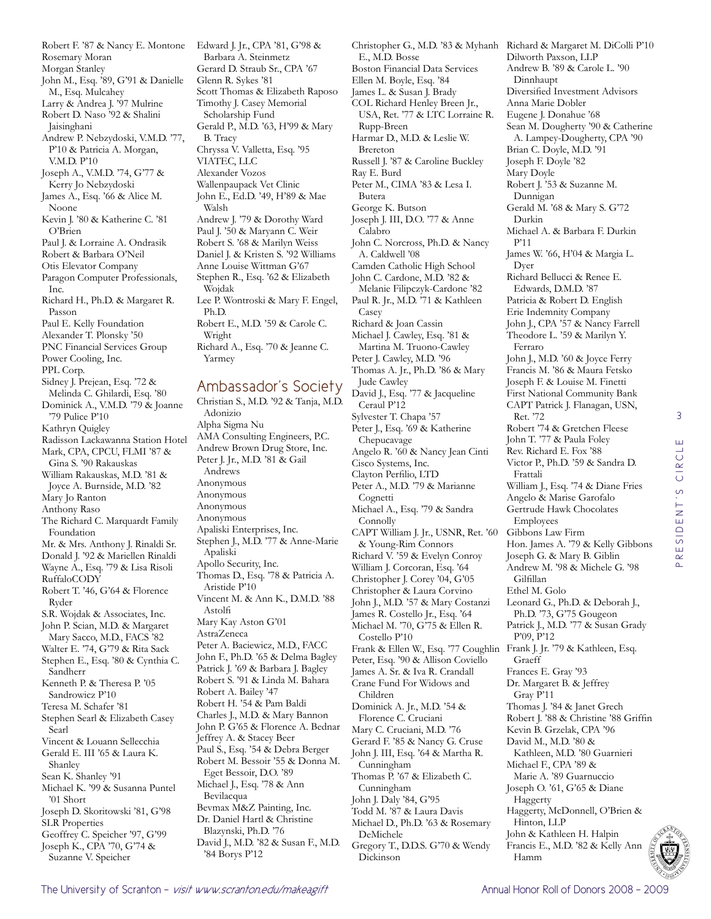Robert F. '87 & Nancy E. Montone
Rosemary Moran
Morgan Stanley
John M., Esq. '89, G'91 & Danielle M., Esq. Mulcahey
Larry & Andrea J. '97 Mulrine
Robert D. Naso '92 & Shalini Jaisinghani
Andrew P. Nebzydoski, V.M.D. '77, P'10 & Patricia A. Morgan, V.M.D. P'10
Joseph A., V.M.D. '74, G'77 & Kerry Jo Nebzydoski
James A., Esq. '66 & Alice M. Noone
Kevin J. '80 & Katherine C. '81 O'Brien
Paul J. & Lorraine A. Ondrasik
Robert & Barbara O'Neil
Otis Elevator Company
Paragon Computer Professionals, Inc.
Richard H., Ph.D. & Margaret R. Passon
Paul E. Kelly Foundation
Alexander T. Plonsky '50
PNC Financial Services Group
Power Cooling, Inc.
PPL Corp.
Sidney J. Prejean, Esq. '72 & Melinda C. Ghilardi, Esq. '80
Dominick A., V.M.D. '79 & Joanne '79 Pulice P'10
Kathryn Quigley
Radisson Lackawanna Station Hotel
Mark, CPA, CPCU, FLMI '87 & Gina S. '90 Rakauskas
William Rakauskas, M.D. '81 & Joyce A. Burnside, M.D. '82
Mary Jo Ranton
Anthony Raso
The Richard C. Marquardt Family Foundation
Mr. & Mrs. Anthony J. Rinaldi Sr.
Donald J. '92 & Mariellen Rinaldi
Wayne A., Esq. '79 & Lisa Risoli
RuffaloCODY
Robert T. '46, G'64 & Florence Ryder
S.R. Wojdak & Associates, Inc.
John P. Scian, M.D. & Margaret Mary Sacco, M.D., FACS '82
Walter E. '74, G'79 & Rita Sack
Stephen E., Esq. '80 & Cynthia C. Sandherr
Kenneth P. & Theresa P. '05 Sandrowicz P'10
Teresa M. Schafer '81
Stephen Searl & Elizabeth Casey Searl
Vincent & Louann Sellecchia
Gerald E. III '65 & Laura K. Shanley
Sean K. Shanley '91
Michael K. '99 & Susanna Puntel '01 Short
Joseph D. Skoritowski '81, G'98
SLR Properties
Geoffrey C. Speicher '97, G'99
Joseph K., CPA '70, G'74 & Suzanne V. Speicher
Edward J. Jr., CPA '81, G'98 & Barbara A. Steinmetz
Gerard D. Straub Sr., CPA '67
Glenn R. Sykes '81
Scott Thomas & Elizabeth Raposo
Timothy J. Casey Memorial Scholarship Fund
Gerald P., M.D. '63, H'99 & Mary B. Tracy
Chryssa V. Valletta, Esq. '95
VIATEC, LLC
Alexander Vozos
Wallenpaupack Vet Clinic
John E., Ed.D. '49, H'89 & Mae Walsh
Andrew J. '79 & Dorothy Ward
Paul J. '50 & Maryann C. Weir
Robert S. '68 & Marilyn Weiss
Daniel J. & Kristen S. '92 Williams
Anne Louise Wittman G'67
Stephen R., Esq. '62 & Elizabeth Wojdak
Lee P. Wontroski & Mary F. Engel, Ph.D.
Robert E., M.D. '59 & Carole C. Wright
Richard A., Esq. '70 & Jeanne C. Yarmey

## Ambassador's Society

Christian S., M.D. '92 & Tanja, M.D. Adonizio
Alpha Sigma Nu
AMA Consulting Engineers, P.C.
Andrew Brown Drug Store, Inc.
Peter J. Jr., M.D. '81 & Gail Andrews
Anonymous
Anonymous
Anonymous
Anonymous
Apaliski Enterprises, Inc.
Stephen J., M.D. '77 & Anne-Marie Apaliski
Apollo Security, Inc.
Thomas D., Esq. '78 & Patricia A. Aristide P'10
Vincent M. & Ann K., D.M.D. '88 Astolfi
Mary Kay Aston G'01
AstraZeneca
Peter A. Baciewicz, M.D., FACC
John F., Ph.D. '65 & Delma Bagley
Patrick J. '69 & Barbara J. Bagley
Robert S. '91 & Linda M. Bahara
Robert A. Bailey '47
Robert H. '54 & Pam Baldi
Charles J., M.D. & Mary Bannon
John P. G'65 & Florence A. Bednar
Jeffrey A. & Stacey Beer
Paul S., Esq. '54 & Debra Berger
Robert M. Bessoir '55 & Donna M. Eget Bessoir, D.O. '89
Michael J., Esq. '78 & Ann Bevilacqua
Bevmax M&Z Painting, Inc.
Dr. Daniel Hartl & Christine Blazynski, Ph.D. '76
David J., M.D. '82 & Susan F., M.D. '84 Borys P'12
Christopher G., M.D. '83 & Myhanh E., M.D. Bosse
Boston Financial Data Services
Ellen M. Boyle, Esq. '84
James L. & Susan J. Brady
COL Richard Henley Breen Jr., USA, Ret. '77 & LTC Lorraine R. Rupp-Breen
Harmar D., M.D. & Leslie W. Brereton
Russell J. '87 & Caroline Buckley
Ray E. Burd
Peter M., CIMA '83 & Lesa I. Butera
George K. Butson
Joseph J. III, D.O. '77 & Anne Calabro
John C. Norcross, Ph.D. & Nancy A. Caldwell '08
Camden Catholic High School
John C. Cardone, M.D. '82 & Melanie Filipczyk-Cardone '82
Paul R. Jr., M.D. '71 & Kathleen Casey
Richard & Joan Cassin
Michael J. Cawley, Esq. '81 & Martina M. Truono-Cawley
Peter J. Cawley, M.D. '96
Thomas A. Jr., Ph.D. '86 & Mary Jude Cawley
David J., Esq. '77 & Jacqueline Ceraul P'12
Sylvester T. Chapa '57
Peter J., Esq. '69 & Katherine Chepucavage
Angelo R. '60 & Nancy Jean Cinti
Cisco Systems, Inc.
Clayton Perfilio, LTD
Peter A., M.D. '79 & Marianne Cognetti
Michael A., Esq. '79 & Sandra Connolly
CAPT William J. Jr., USNR, Ret. '60 & Young-Rim Connors
Richard V. '59 & Evelyn Conroy
William J. Corcoran, Esq. '64
Christopher J. Corey '04, G'05
Christopher & Laura Corvino
John J., M.D. '57 & Mary Costanzi
James R. Costello Jr., Esq. '64
Michael M. '70, G'75 & Ellen R. Costello P'10
Frank & Ellen W., Esq. '77 Coughlin
Peter, Esq. '90 & Allison Coviello
James A. Sr. & Iva R. Crandall
Crane Fund For Widows and Children
Dominick A. Jr., M.D. '54 & Florence C. Cruciani
Mary C. Cruciani, M.D. '76
Gerard F. '85 & Nancy G. Cruse
John J. III, Esq. '64 & Martha R. Cunningham
Thomas P. '67 & Elizabeth C. Cunningham
John J. Daly '84, G'95
Todd M. '87 & Laura Davis
Michael D., Ph.D. '63 & Rosemary DeMichele
Gregory T., D.D.S. G'70 & Wendy Dickinson
Richard & Margaret M. DiColli P'10
Dilworth Paxson, LLP
Andrew B. '89 & Carole L. '90 Dinnhaupt
Diversified Investment Advisors
Anna Marie Dobler
Eugene J. Donahue '68
Sean M. Dougherty '90 & Catherine A. Lampey-Dougherty, CPA '90
Brian C. Doyle, M.D. '91
Joseph F. Doyle '82
Mary Doyle
Robert J. '53 & Suzanne M. Dunnigan
Gerald M. '68 & Mary S. G'72 Durkin
Michael A. & Barbara F. Durkin P'11
James W. '66, H'04 & Margia L. Dyer
Richard Bellucci & Renee E. Edwards, D.M.D. '87
Patricia & Robert D. English
Erie Indemnity Company
John J., CPA '57 & Nancy Farrell
Theodore L. '59 & Marilyn Y. Ferraro
John J., M.D. '60 & Joyce Ferry
Francis M. '86 & Maura Fetsko
Joseph F. & Louise M. Finetti
First National Community Bank
CAPT Patrick J. Flanagan, USN, Ret. '72
Robert '74 & Gretchen Fleese
John T. '77 & Paula Foley
Rev. Richard E. Fox '88
Victor P., Ph.D. '59 & Sandra D. Frattali
William J., Esq. '74 & Diane Fries
Angelo & Marise Garofalo
Gertrude Hawk Chocolates Employees
Gibbons Law Firm
Hon. James A. '79 & Kelly Gibbons
Joseph G. & Mary B. Giblin
Andrew M. '98 & Michele G. '98 Gilfillan
Ethel M. Golo
Leonard G., Ph.D. & Deborah J., Ph.D. '73, G'75 Gougeon
Patrick J., M.D. '77 & Susan Grady P'09, P'12
Frank J. Jr. '79 & Kathleen, Esq. Graeff
Frances E. Gray '93
Dr. Margaret B. & Jeffrey Gray P'11
Thomas J. '84 & Janet Grech
Robert J. '88 & Christine '88 Griffin
Kevin B. Grzelak, CPA '96
David M., M.D. '80 & Kathleen, M.D. '80 Guarnieri
Michael F., CPA '89 & Marie A. '89 Guarnuccio
Joseph O. '61, G'65 & Diane Haggerty
Haggerty, McDonnell, O'Brien & Hinton, LLP
John & Kathleen H. Halpin
Francis E., M.D. '82 & Kelly Ann Hamm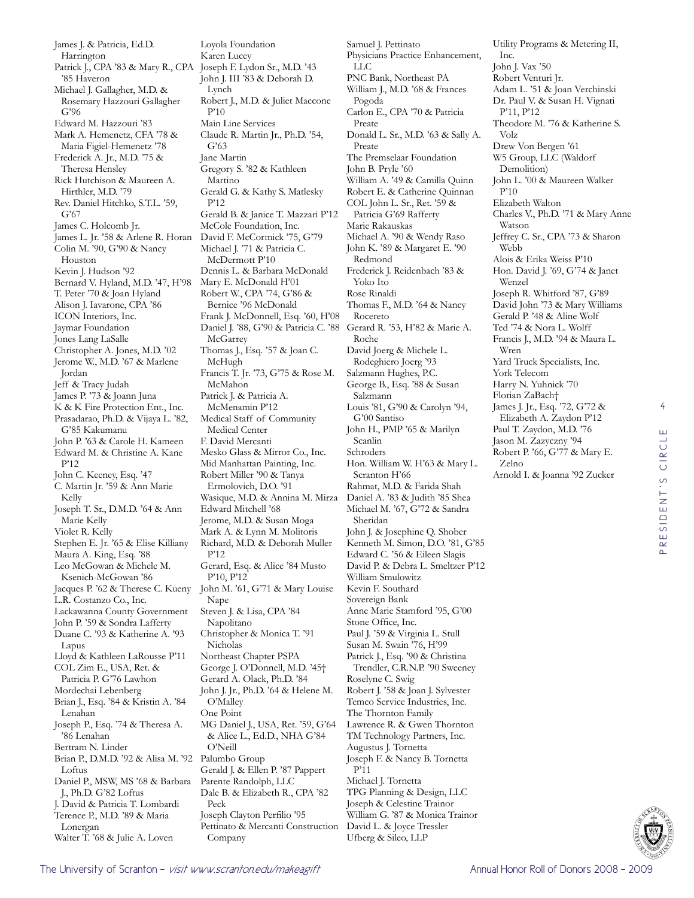James J. & Patricia, Ed.D. Harrington
Patrick J., CPA ’83 & Mary R., CPA ’85 Haveron
Michael J. Gallagher, M.D. & Rosemary Hazzouri Gallagher G’96
Edward M. Hazzouri ’83
Mark A. Hemenetz, CFA ’78 & Maria Figiel-Hemenetz ’78
Frederick A. Jr., M.D. ’75 & Theresa Hensley
Rick Hutchison & Maureen A. Hirthler, M.D. ’79
Rev. Daniel Hitchko, S.T.L. ’59, G’67
James C. Holcomb Jr.
James L. Jr. ’58 & Arlene R. Horan
Colin M. ’90, G’90 & Nancy Houston
Kevin J. Hudson ’92
Bernard V. Hyland, M.D. ’47, H’98
T. Peter ’70 & Joan Hyland
Alison J. Iavarone, CPA ’86
ICON Interiors, Inc.
Jaymar Foundation
Jones Lang LaSalle
Christopher A. Jones, M.D. ’02
Jerome W., M.D. ’67 & Marlene Jordan
Jeff & Tracy Judah
James P. ’73 & Joann Juna
K & K Fire Protection Ent., Inc.
Prasadarao, Ph.D. & Vijaya L. ’82, G’85 Kakumanu
John P. ’63 & Carole H. Kameen
Edward M. & Christine A. Kane P’12
John C. Keeney, Esq. ’47
C. Martin Jr. ’59 & Ann Marie Kelly
Joseph T. Sr., D.M.D. ’64 & Ann Marie Kelly
Violet R. Kelly
Stephen E. Jr. ’65 & Elise Killiany
Maura A. King, Esq. ’88
Leo McGowan & Michele M. Ksenich-McGowan ’86
Jacques P. ’62 & Therese C. Kueny
L.R. Costanzo Co., Inc.
Lackawanna County Government
John P. ’59 & Sondra Lafferty
Duane C. ’93 & Katherine A. ’93 Lapus
Lloyd & Kathleen LaRousse P’11
COL Zim E., USA, Ret. & Patricia P. G’76 Lawhon
Mordechai Lebenberg
Brian J., Esq. ’84 & Kristin A. ’84 Lenahan
Joseph P., Esq. ’74 & Theresa A. ’86 Lenahan
Bertram N. Linder
Brian P., D.M.D. ’92 & Alisa M. ’92 Loftus
Daniel P., MSW, MS ’68 & Barbara J., Ph.D. G’82 Loftus
J. David & Patricia T. Lombardi
Terence P., M.D. ’89 & Maria Lonergan
Walter T. ’68 & Julie A. Loven
Loyola Foundation
Karen Lucey
Joseph F. Lydon Sr., M.D. ’43
John J. III ’83 & Deborah D. Lynch
Robert J., M.D. & Juliet Maccone P’10
Main Line Services
Claude R. Martin Jr., Ph.D. ’54, G’63
Jane Martin
Gregory S. ’82 & Kathleen Martino
Gerald G. & Kathy S. Matlesky P’12
Gerald B. & Janice T. Mazzari P’12
McCole Foundation, Inc.
David F. McCormick ’75, G’79
Michael J. ’71 & Patricia C. McDermott P’10
Dennis L. & Barbara McDonald
Mary E. McDonald H’01
Robert W., CPA ’74, G’86 & Bernice ’96 McDonald
Frank J. McDonnell, Esq. ’60, H’08
Daniel J. ’88, G’90 & Patricia C. ’88 McGarrey
Thomas J., Esq. ’57 & Joan C. McHugh
Francis T. Jr. ’73, G’75 & Rose M. McMahon
Patrick J. & Patricia A. McMenamin P’12
Medical Staff of Community Medical Center
F. David Mercanti
Mesko Glass & Mirror Co., Inc.
Mid Manhattan Painting, Inc.
Robert Miller ’90 & Tanya Ermolovich, D.O. ’91
Wasique, M.D. & Annina M. Mirza
Edward Mitchell ’68
Jerome, M.D. & Susan Moga
Mark A. & Lynn M. Molitoris
Richard, M.D. & Deborah Muller P’12
Gerard, Esq. & Alice ’84 Musto P’10, P’12
John M. ’61, G’71 & Mary Louise Nape
Steven J. & Lisa, CPA ’84 Napolitano
Christopher & Monica T. ’91 Nicholas
Northeast Chapter PSPA
George J. O’Donnell, M.D. ’45†
Gerard A. Olack, Ph.D. ’84
John J. Jr., Ph.D. ’64 & Helene M. O’Malley
One Point
MG Daniel J., USA, Ret. ’59, G’64 & Alice L., Ed.D., NHA G’84 O’Neill
Palumbo Group
Gerald J. & Ellen P. ’87 Pappert
Parente Randolph, LLC
Dale B. & Elizabeth R., CPA ’82 Peck
Joseph Clayton Perfilio ’95
Pettinato & Mercanti Construction Company
Samuel J. Pettinato
Physicians Practice Enhancement, LLC
PNC Bank, Northeast PA
William J., M.D. ’68 & Frances Pogoda
Carlon E., CPA ’70 & Patricia Preate
Donald L. Sr., M.D. ’63 & Sally A. Preate
The Premselaar Foundation
John B. Pryle ’60
William A. ’49 & Camilla Quinn
Robert E. & Catherine Quinnan
COL John L. Sr., Ret. ’59 & Patricia G’69 Rafferty
Marie Rakauskas
Michael A. ’90 & Wendy Raso
John K. ’89 & Margaret E. ’90 Redmond
Frederick J. Reidenbach ’83 & Yoko Ito
Rose Rinaldi
Thomas F., M.D. ’64 & Nancy Rocereto
Gerard R. ’53, H’82 & Marie A. Roche
David Joerg & Michele L. Rodeghiero Joerg ’93
Salzmann Hughes, P.C.
George B., Esq. ’88 & Susan Salzmann
Louis ’81, G’90 & Carolyn ’94, G’00 Santiso
John H., PMP ’65 & Marilyn Scanlin
Schroders
Hon. William W. H’63 & Mary L. Scranton H’66
Rahmat, M.D. & Farida Shah
Daniel A. ’83 & Judith ’85 Shea
Michael M. ’67, G’72 & Sandra Sheridan
John J. & Josephine Q. Shober
Kenneth M. Simon, D.O. ’81, G’85
Edward C. ’56 & Eileen Slagis
David P. & Debra L. Smeltzer P’12
William Smulowitz
Kevin F. Southard
Sovereign Bank
Anne Marie Stamford ’95, G’00
Stone Office, Inc.
Paul J. ’59 & Virginia L. Stull
Susan M. Swain ’76, H’99
Patrick J., Esq. ’90 & Christina Trendler, C.R.N.P. ’90 Sweeney
Roselyne C. Swig
Robert J. ’58 & Joan J. Sylvester
Temco Service Industries, Inc.
The Thornton Family
Lawrence R. & Gwen Thornton
TM Technology Partners, Inc.
Augustus J. Tornetta
Joseph F. & Nancy B. Tornetta P’11
Michael J. Tornetta
TPG Planning & Design, LLC
Joseph & Celestine Trainor
William G. ’87 & Monica Trainor
David L. & Joyce Tressler
Ufberg & Sileo, LLP
Utility Programs & Metering II, Inc.
John J. Vax ’50
Robert Venturi Jr.
Adam L. ’51 & Joan Verchinski
Dr. Paul V. & Susan H. Vignati P’11, P’12
Theodore M. ’76 & Katherine S. Volz
Drew Von Bergen ’61
W5 Group, LLC (Waldorf Demolition)
John L. ’00 & Maureen Walker P’10
Elizabeth Walton
Charles V., Ph.D. ’71 & Mary Anne Watson
Jeffrey C. Sr., CPA ’73 & Sharon Webb
Alois & Erika Weiss P’10
Hon. David J. ’69, G’74 & Janet Wenzel
Joseph R. Whitford ’87, G’89
David John ’73 & Mary Williams
Gerald P. ’48 & Aline Wolf
Ted ’74 & Nora L. Wolff
Francis J., M.D. ’94 & Maura L. Wren
Yard Truck Specialists, Inc.
York Telecom
Harry N. Yuhnick ’70
Florian ZaBach†
James J. Jr., Esq. ’72, G’72 & Elizabeth A. Zaydon P’12
Paul T. Zaydon, M.D. ’76
Jason M. Zazyczny ’94
Robert P. ’66, G’77 & Mary E. Zelno
Arnold I. & Joanna ’92 Zucker